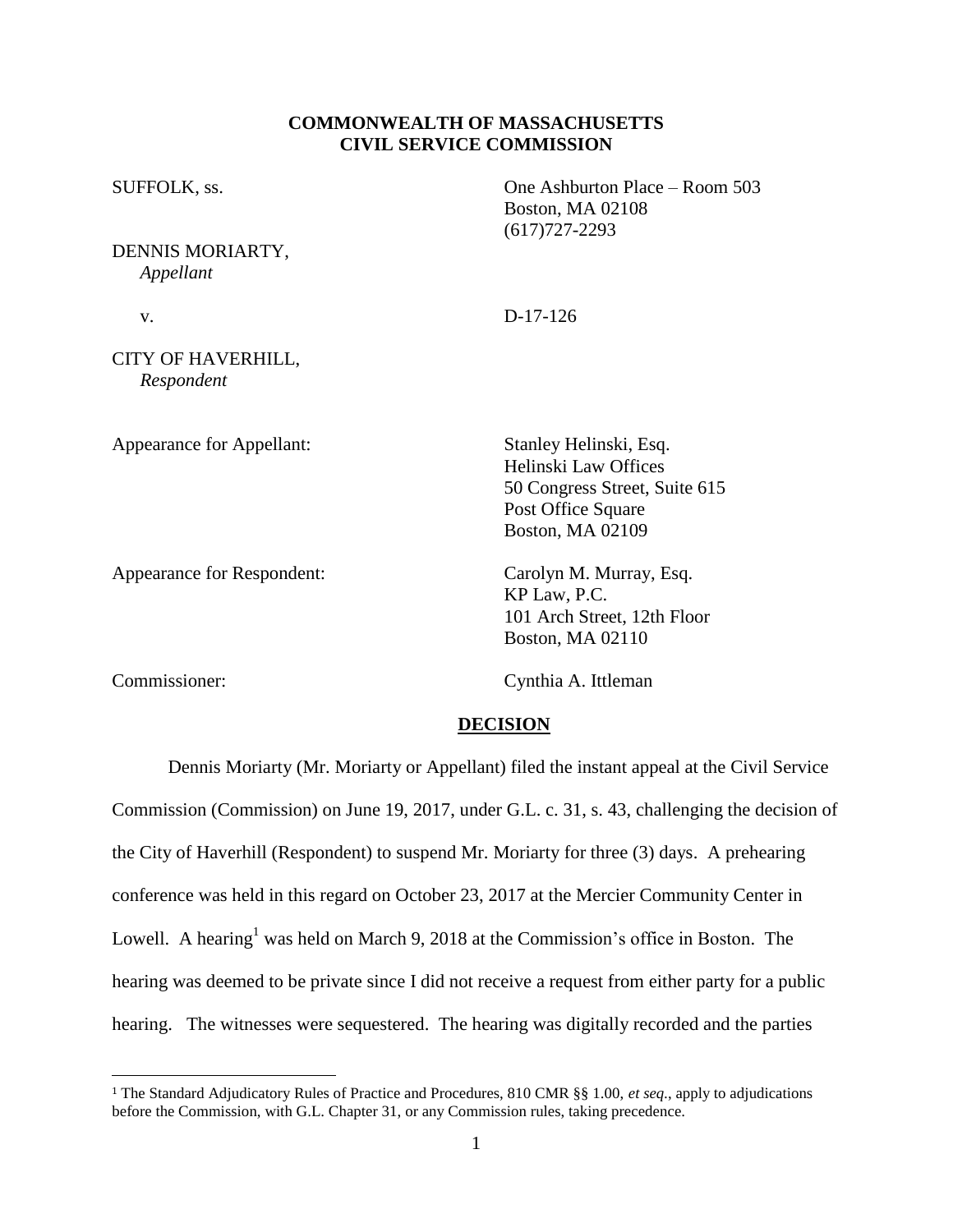**COMMONWEALTH OF MASSACHUSETTS**
**CIVIL SERVICE COMMISSION**

SUFFOLK, ss.

One Ashburton Place – Room 503
Boston, MA 02108
(617)727-2293

DENNIS MORIARTY,
*Appellant*

v.

D-17-126

CITY OF HAVERHILL,
*Respondent*

Appearance for Appellant:

Stanley Helinski, Esq.
Helinski Law Offices
50 Congress Street, Suite 615
Post Office Square
Boston, MA 02109

Appearance for Respondent:

Carolyn M. Murray, Esq.
KP Law, P.C.
101 Arch Street, 12th Floor
Boston, MA 02110

Commissioner:

Cynthia A. Ittleman

**DECISION**

Dennis Moriarty (Mr. Moriarty or Appellant) filed the instant appeal at the Civil Service Commission (Commission) on June 19, 2017, under G.L. c. 31, s. 43, challenging the decision of the City of Haverhill (Respondent) to suspend Mr. Moriarty for three (3) days. A prehearing conference was held in this regard on October 23, 2017 at the Mercier Community Center in Lowell. A hearing[1] was held on March 9, 2018 at the Commission's office in Boston. The hearing was deemed to be private since I did not receive a request from either party for a public hearing. The witnesses were sequestered. The hearing was digitally recorded and the parties

[1] The Standard Adjudicatory Rules of Practice and Procedures, 810 CMR §§ 1.00, *et seq.*, apply to adjudications before the Commission, with G.L. Chapter 31, or any Commission rules, taking precedence.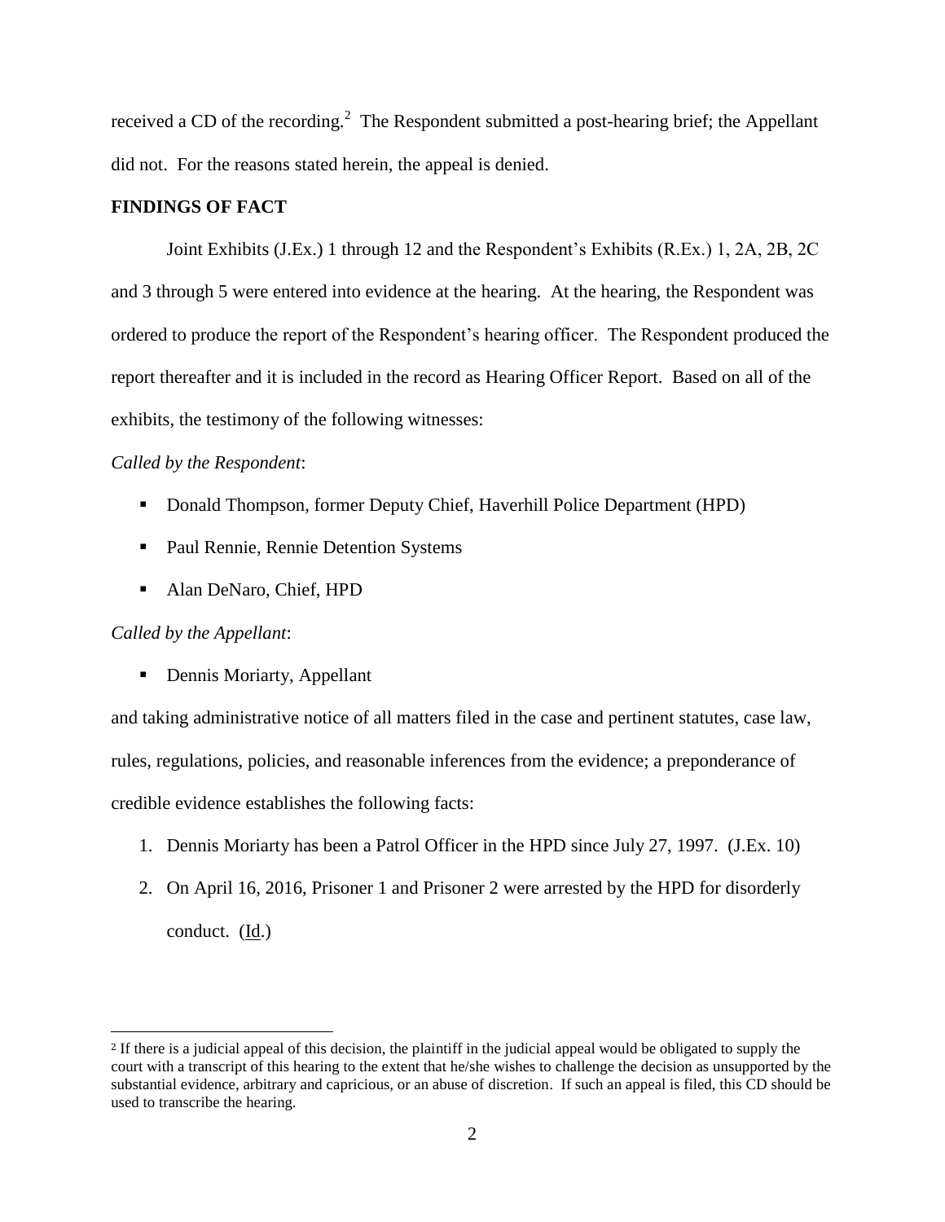received a CD of the recording.[2] The Respondent submitted a post-hearing brief; the Appellant did not. For the reasons stated herein, the appeal is denied.

**FINDINGS OF FACT**

Joint Exhibits (J.Ex.) 1 through 12 and the Respondent's Exhibits (R.Ex.) 1, 2A, 2B, 2C and 3 through 5 were entered into evidence at the hearing. At the hearing, the Respondent was ordered to produce the report of the Respondent's hearing officer. The Respondent produced the report thereafter and it is included in the record as Hearing Officer Report. Based on all of the exhibits, the testimony of the following witnesses:

*Called by the Respondent*:

- Donald Thompson, former Deputy Chief, Haverhill Police Department (HPD)
- Paul Rennie, Rennie Detention Systems
- Alan DeNaro, Chief, HPD

*Called by the Appellant*:

- Dennis Moriarty, Appellant

and taking administrative notice of all matters filed in the case and pertinent statutes, case law, rules, regulations, policies, and reasonable inferences from the evidence; a preponderance of credible evidence establishes the following facts:

1. Dennis Moriarty has been a Patrol Officer in the HPD since July 27, 1997. (J.Ex. 10)
2. On April 16, 2016, Prisoner 1 and Prisoner 2 were arrested by the HPD for disorderly conduct. (Id.)

[2] If there is a judicial appeal of this decision, the plaintiff in the judicial appeal would be obligated to supply the court with a transcript of this hearing to the extent that he/she wishes to challenge the decision as unsupported by the substantial evidence, arbitrary and capricious, or an abuse of discretion. If such an appeal is filed, this CD should be used to transcribe the hearing.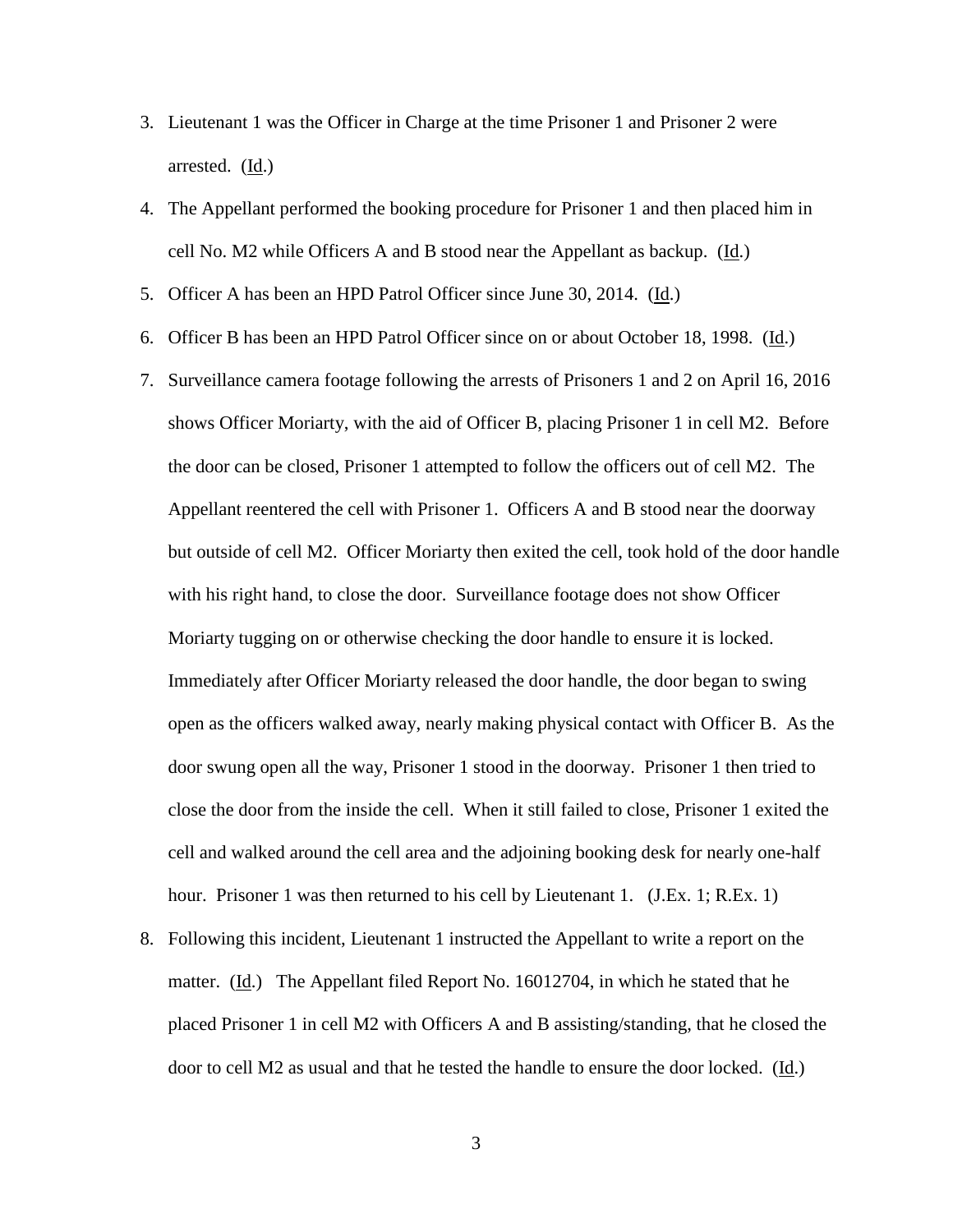3. Lieutenant 1 was the Officer in Charge at the time Prisoner 1 and Prisoner 2 were arrested. (Id.)
4. The Appellant performed the booking procedure for Prisoner 1 and then placed him in cell No. M2 while Officers A and B stood near the Appellant as backup. (Id.)
5. Officer A has been an HPD Patrol Officer since June 30, 2014. (Id.)
6. Officer B has been an HPD Patrol Officer since on or about October 18, 1998. (Id.)
7. Surveillance camera footage following the arrests of Prisoners 1 and 2 on April 16, 2016 shows Officer Moriarty, with the aid of Officer B, placing Prisoner 1 in cell M2. Before the door can be closed, Prisoner 1 attempted to follow the officers out of cell M2. The Appellant reentered the cell with Prisoner 1. Officers A and B stood near the doorway but outside of cell M2. Officer Moriarty then exited the cell, took hold of the door handle with his right hand, to close the door. Surveillance footage does not show Officer Moriarty tugging on or otherwise checking the door handle to ensure it is locked. Immediately after Officer Moriarty released the door handle, the door began to swing open as the officers walked away, nearly making physical contact with Officer B. As the door swung open all the way, Prisoner 1 stood in the doorway. Prisoner 1 then tried to close the door from the inside the cell. When it still failed to close, Prisoner 1 exited the cell and walked around the cell area and the adjoining booking desk for nearly one-half hour. Prisoner 1 was then returned to his cell by Lieutenant 1. (J.Ex. 1; R.Ex. 1)
8. Following this incident, Lieutenant 1 instructed the Appellant to write a report on the matter. (Id.) The Appellant filed Report No. 16012704, in which he stated that he placed Prisoner 1 in cell M2 with Officers A and B assisting/standing, that he closed the door to cell M2 as usual and that he tested the handle to ensure the door locked. (Id.)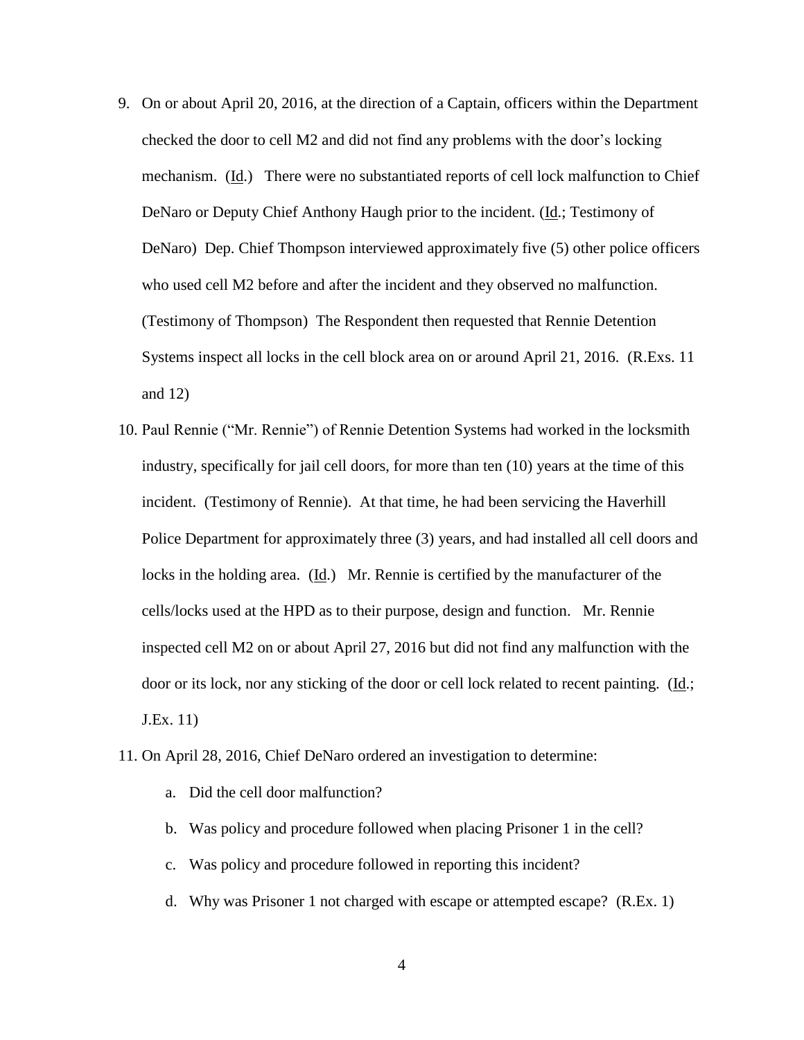9. On or about April 20, 2016, at the direction of a Captain, officers within the Department checked the door to cell M2 and did not find any problems with the door's locking mechanism. (Id.) There were no substantiated reports of cell lock malfunction to Chief DeNaro or Deputy Chief Anthony Haugh prior to the incident. (Id.; Testimony of DeNaro) Dep. Chief Thompson interviewed approximately five (5) other police officers who used cell M2 before and after the incident and they observed no malfunction. (Testimony of Thompson) The Respondent then requested that Rennie Detention Systems inspect all locks in the cell block area on or around April 21, 2016. (R.Exs. 11 and 12)

10. Paul Rennie ("Mr. Rennie") of Rennie Detention Systems had worked in the locksmith industry, specifically for jail cell doors, for more than ten (10) years at the time of this incident. (Testimony of Rennie). At that time, he had been servicing the Haverhill Police Department for approximately three (3) years, and had installed all cell doors and locks in the holding area. (Id.) Mr. Rennie is certified by the manufacturer of the cells/locks used at the HPD as to their purpose, design and function. Mr. Rennie inspected cell M2 on or about April 27, 2016 but did not find any malfunction with the door or its lock, nor any sticking of the door or cell lock related to recent painting. (Id.; J.Ex. 11)

11. On April 28, 2016, Chief DeNaro ordered an investigation to determine:

    a. Did the cell door malfunction?

    b. Was policy and procedure followed when placing Prisoner 1 in the cell?

    c. Was policy and procedure followed in reporting this incident?

    d. Why was Prisoner 1 not charged with escape or attempted escape? (R.Ex. 1)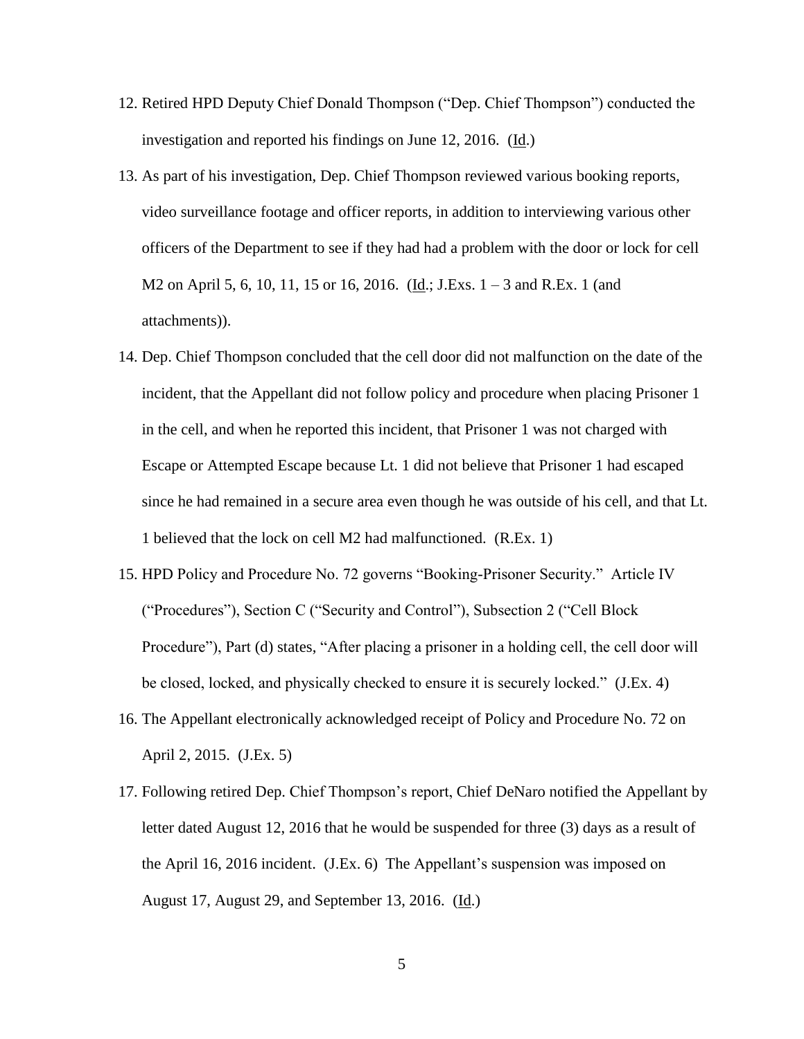12. Retired HPD Deputy Chief Donald Thompson ("Dep. Chief Thompson") conducted the investigation and reported his findings on June 12, 2016. (Id.)

13. As part of his investigation, Dep. Chief Thompson reviewed various booking reports, video surveillance footage and officer reports, in addition to interviewing various other officers of the Department to see if they had had a problem with the door or lock for cell M2 on April 5, 6, 10, 11, 15 or 16, 2016. (Id.; J.Exs. 1 – 3 and R.Ex. 1 (and attachments)).

14. Dep. Chief Thompson concluded that the cell door did not malfunction on the date of the incident, that the Appellant did not follow policy and procedure when placing Prisoner 1 in the cell, and when he reported this incident, that Prisoner 1 was not charged with Escape or Attempted Escape because Lt. 1 did not believe that Prisoner 1 had escaped since he had remained in a secure area even though he was outside of his cell, and that Lt. 1 believed that the lock on cell M2 had malfunctioned. (R.Ex. 1)

15. HPD Policy and Procedure No. 72 governs "Booking-Prisoner Security." Article IV ("Procedures"), Section C ("Security and Control"), Subsection 2 ("Cell Block Procedure"), Part (d) states, "After placing a prisoner in a holding cell, the cell door will be closed, locked, and physically checked to ensure it is securely locked." (J.Ex. 4)

16. The Appellant electronically acknowledged receipt of Policy and Procedure No. 72 on April 2, 2015. (J.Ex. 5)

17. Following retired Dep. Chief Thompson's report, Chief DeNaro notified the Appellant by letter dated August 12, 2016 that he would be suspended for three (3) days as a result of the April 16, 2016 incident. (J.Ex. 6) The Appellant's suspension was imposed on August 17, August 29, and September 13, 2016. (Id.)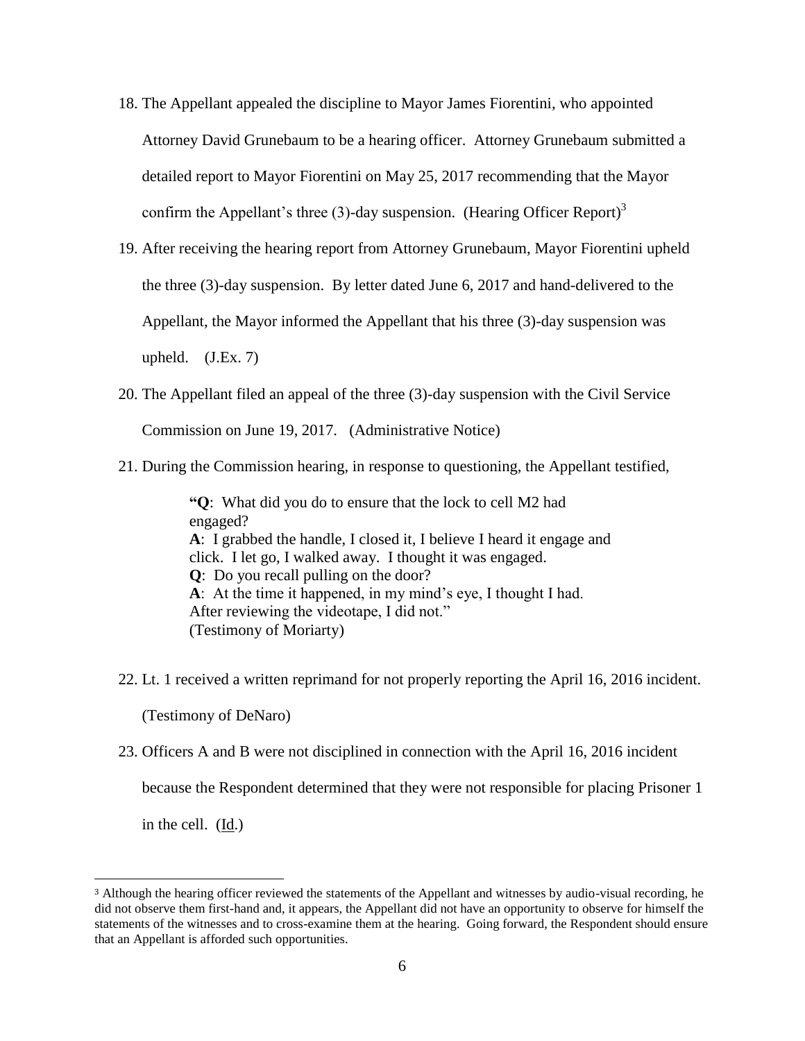18. The Appellant appealed the discipline to Mayor James Fiorentini, who appointed Attorney David Grunebaum to be a hearing officer. Attorney Grunebaum submitted a detailed report to Mayor Fiorentini on May 25, 2017 recommending that the Mayor confirm the Appellant's three (3)-day suspension. (Hearing Officer Report)[3]

19. After receiving the hearing report from Attorney Grunebaum, Mayor Fiorentini upheld the three (3)-day suspension. By letter dated June 6, 2017 and hand-delivered to the Appellant, the Mayor informed the Appellant that his three (3)-day suspension was upheld. (J.Ex. 7)

20. The Appellant filed an appeal of the three (3)-day suspension with the Civil Service Commission on June 19, 2017. (Administrative Notice)

21. During the Commission hearing, in response to questioning, the Appellant testified,

> "**Q**: What did you do to ensure that the lock to cell M2 had engaged?
> **A**: I grabbed the handle, I closed it, I believe I heard it engage and click. I let go, I walked away. I thought it was engaged.
> **Q**: Do you recall pulling on the door?
> **A**: At the time it happened, in my mind's eye, I thought I had. After reviewing the videotape, I did not."
> (Testimony of Moriarty)

22. Lt. 1 received a written reprimand for not properly reporting the April 16, 2016 incident. (Testimony of DeNaro)

23. Officers A and B were not disciplined in connection with the April 16, 2016 incident because the Respondent determined that they were not responsible for placing Prisoner 1 in the cell. (Id.)

---

[3] Although the hearing officer reviewed the statements of the Appellant and witnesses by audio-visual recording, he did not observe them first-hand and, it appears, the Appellant did not have an opportunity to observe for himself the statements of the witnesses and to cross-examine them at the hearing. Going forward, the Respondent should ensure that an Appellant is afforded such opportunities.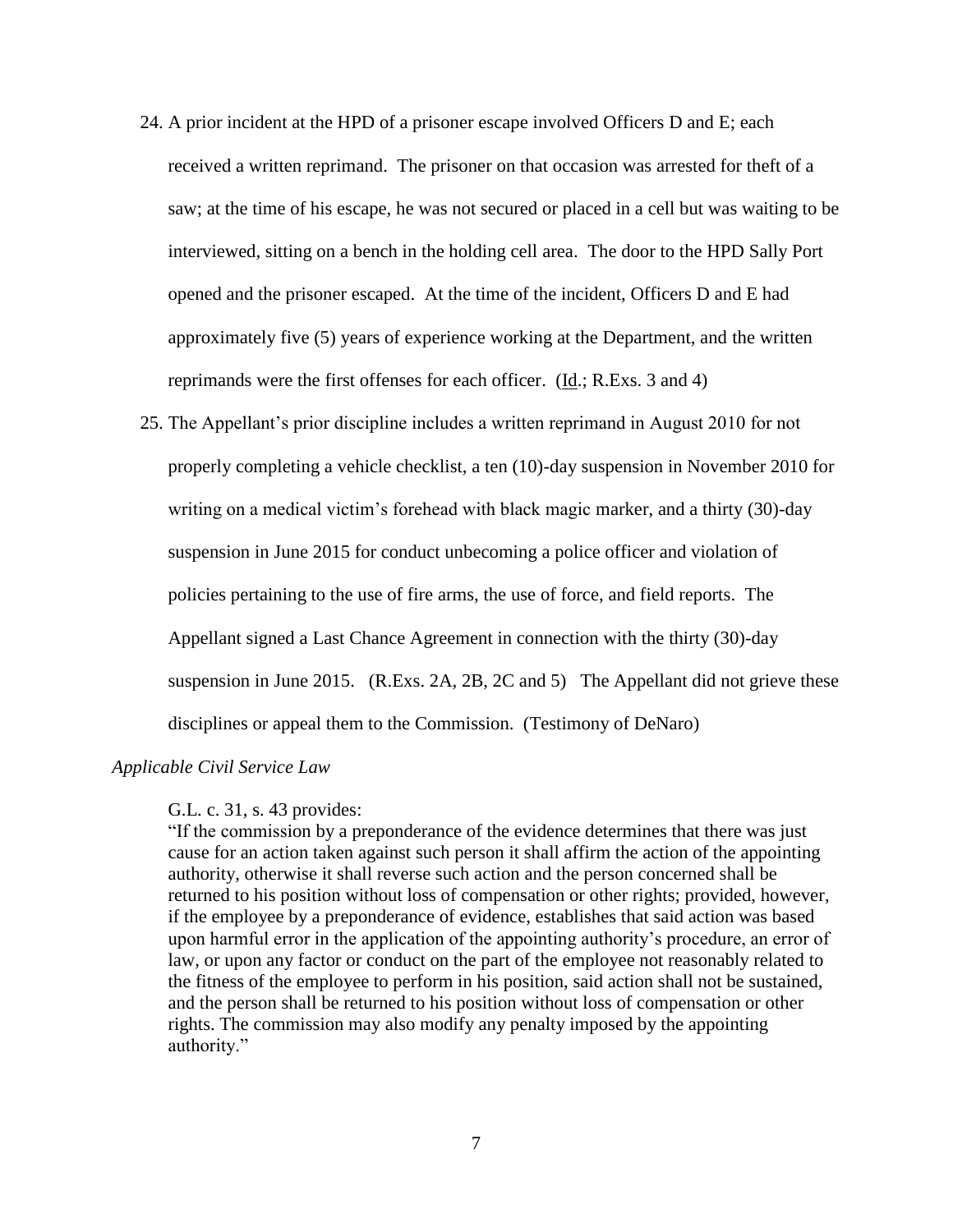24. A prior incident at the HPD of a prisoner escape involved Officers D and E; each received a written reprimand. The prisoner on that occasion was arrested for theft of a saw; at the time of his escape, he was not secured or placed in a cell but was waiting to be interviewed, sitting on a bench in the holding cell area. The door to the HPD Sally Port opened and the prisoner escaped. At the time of the incident, Officers D and E had approximately five (5) years of experience working at the Department, and the written reprimands were the first offenses for each officer. (Id.; R.Exs. 3 and 4)

25. The Appellant's prior discipline includes a written reprimand in August 2010 for not properly completing a vehicle checklist, a ten (10)-day suspension in November 2010 for writing on a medical victim's forehead with black magic marker, and a thirty (30)-day suspension in June 2015 for conduct unbecoming a police officer and violation of policies pertaining to the use of fire arms, the use of force, and field reports. The Appellant signed a Last Chance Agreement in connection with the thirty (30)-day suspension in June 2015. (R.Exs. 2A, 2B, 2C and 5) The Appellant did not grieve these disciplines or appeal them to the Commission. (Testimony of DeNaro)

*Applicable Civil Service Law*

G.L. c. 31, s. 43 provides:

"If the commission by a preponderance of the evidence determines that there was just cause for an action taken against such person it shall affirm the action of the appointing authority, otherwise it shall reverse such action and the person concerned shall be returned to his position without loss of compensation or other rights; provided, however, if the employee by a preponderance of evidence, establishes that said action was based upon harmful error in the application of the appointing authority's procedure, an error of law, or upon any factor or conduct on the part of the employee not reasonably related to the fitness of the employee to perform in his position, said action shall not be sustained, and the person shall be returned to his position without loss of compensation or other rights. The commission may also modify any penalty imposed by the appointing authority."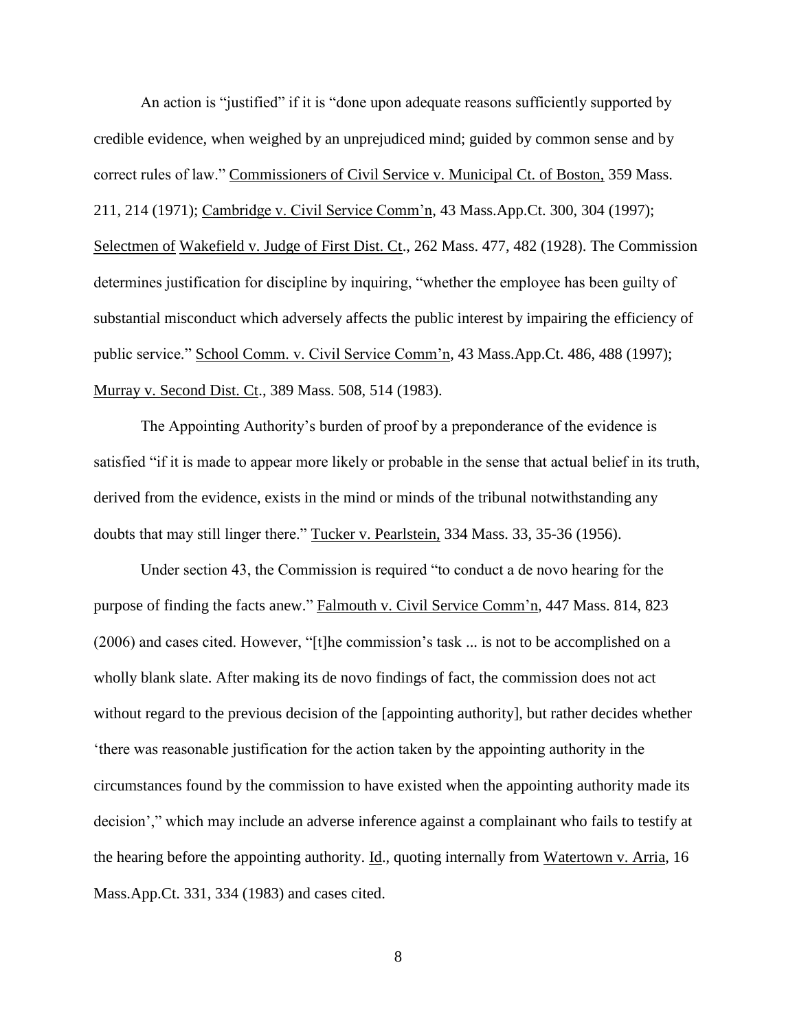An action is "justified" if it is "done upon adequate reasons sufficiently supported by credible evidence, when weighed by an unprejudiced mind; guided by common sense and by correct rules of law." Commissioners of Civil Service v. Municipal Ct. of Boston, 359 Mass. 211, 214 (1971); Cambridge v. Civil Service Comm'n, 43 Mass.App.Ct. 300, 304 (1997); Selectmen of Wakefield v. Judge of First Dist. Ct., 262 Mass. 477, 482 (1928). The Commission determines justification for discipline by inquiring, "whether the employee has been guilty of substantial misconduct which adversely affects the public interest by impairing the efficiency of public service." School Comm. v. Civil Service Comm'n, 43 Mass.App.Ct. 486, 488 (1997); Murray v. Second Dist. Ct., 389 Mass. 508, 514 (1983).

The Appointing Authority's burden of proof by a preponderance of the evidence is satisfied "if it is made to appear more likely or probable in the sense that actual belief in its truth, derived from the evidence, exists in the mind or minds of the tribunal notwithstanding any doubts that may still linger there." Tucker v. Pearlstein, 334 Mass. 33, 35-36 (1956).

Under section 43, the Commission is required "to conduct a de novo hearing for the purpose of finding the facts anew." Falmouth v. Civil Service Comm'n, 447 Mass. 814, 823 (2006) and cases cited. However, "[t]he commission's task ... is not to be accomplished on a wholly blank slate. After making its de novo findings of fact, the commission does not act without regard to the previous decision of the [appointing authority], but rather decides whether 'there was reasonable justification for the action taken by the appointing authority in the circumstances found by the commission to have existed when the appointing authority made its decision'," which may include an adverse inference against a complainant who fails to testify at the hearing before the appointing authority. Id., quoting internally from Watertown v. Arria, 16 Mass.App.Ct. 331, 334 (1983) and cases cited.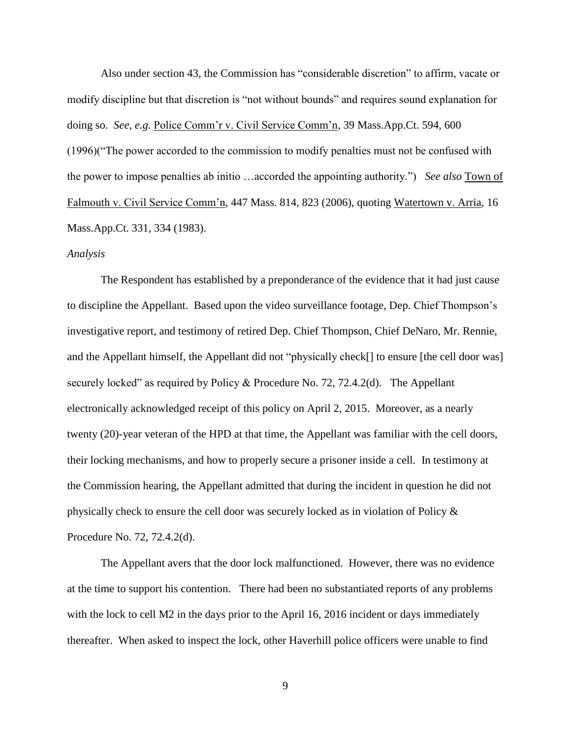Also under section 43, the Commission has "considerable discretion" to affirm, vacate or modify discipline but that discretion is "not without bounds" and requires sound explanation for doing so. *See, e.g.* Police Comm'r v. Civil Service Comm'n, 39 Mass.App.Ct. 594, 600 (1996)("The power accorded to the commission to modify penalties must not be confused with the power to impose penalties ab initio …accorded the appointing authority.") *See also* Town of Falmouth v. Civil Service Comm'n, 447 Mass. 814, 823 (2006), quoting Watertown v. Arria, 16 Mass.App.Ct. 331, 334 (1983).

*Analysis*

The Respondent has established by a preponderance of the evidence that it had just cause to discipline the Appellant. Based upon the video surveillance footage, Dep. Chief Thompson's investigative report, and testimony of retired Dep. Chief Thompson, Chief DeNaro, Mr. Rennie, and the Appellant himself, the Appellant did not "physically check[] to ensure [the cell door was] securely locked" as required by Policy & Procedure No. 72, 72.4.2(d). The Appellant electronically acknowledged receipt of this policy on April 2, 2015. Moreover, as a nearly twenty (20)-year veteran of the HPD at that time, the Appellant was familiar with the cell doors, their locking mechanisms, and how to properly secure a prisoner inside a cell. In testimony at the Commission hearing, the Appellant admitted that during the incident in question he did not physically check to ensure the cell door was securely locked as in violation of Policy & Procedure No. 72, 72.4.2(d).

The Appellant avers that the door lock malfunctioned. However, there was no evidence at the time to support his contention. There had been no substantiated reports of any problems with the lock to cell M2 in the days prior to the April 16, 2016 incident or days immediately thereafter. When asked to inspect the lock, other Haverhill police officers were unable to find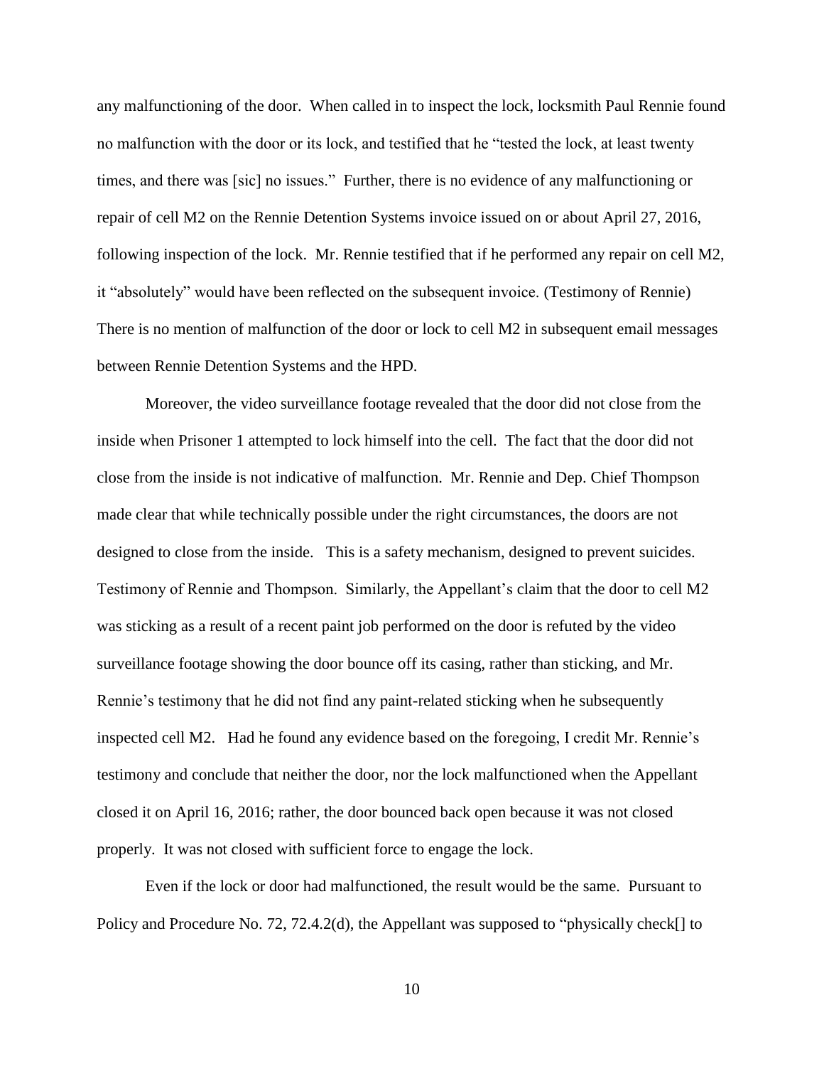any malfunctioning of the door. When called in to inspect the lock, locksmith Paul Rennie found no malfunction with the door or its lock, and testified that he "tested the lock, at least twenty times, and there was [sic] no issues." Further, there is no evidence of any malfunctioning or repair of cell M2 on the Rennie Detention Systems invoice issued on or about April 27, 2016, following inspection of the lock. Mr. Rennie testified that if he performed any repair on cell M2, it "absolutely" would have been reflected on the subsequent invoice. (Testimony of Rennie) There is no mention of malfunction of the door or lock to cell M2 in subsequent email messages between Rennie Detention Systems and the HPD.

Moreover, the video surveillance footage revealed that the door did not close from the inside when Prisoner 1 attempted to lock himself into the cell. The fact that the door did not close from the inside is not indicative of malfunction. Mr. Rennie and Dep. Chief Thompson made clear that while technically possible under the right circumstances, the doors are not designed to close from the inside. This is a safety mechanism, designed to prevent suicides. Testimony of Rennie and Thompson. Similarly, the Appellant's claim that the door to cell M2 was sticking as a result of a recent paint job performed on the door is refuted by the video surveillance footage showing the door bounce off its casing, rather than sticking, and Mr. Rennie's testimony that he did not find any paint-related sticking when he subsequently inspected cell M2. Had he found any evidence based on the foregoing, I credit Mr. Rennie's testimony and conclude that neither the door, nor the lock malfunctioned when the Appellant closed it on April 16, 2016; rather, the door bounced back open because it was not closed properly. It was not closed with sufficient force to engage the lock.

Even if the lock or door had malfunctioned, the result would be the same. Pursuant to Policy and Procedure No. 72, 72.4.2(d), the Appellant was supposed to "physically check[] to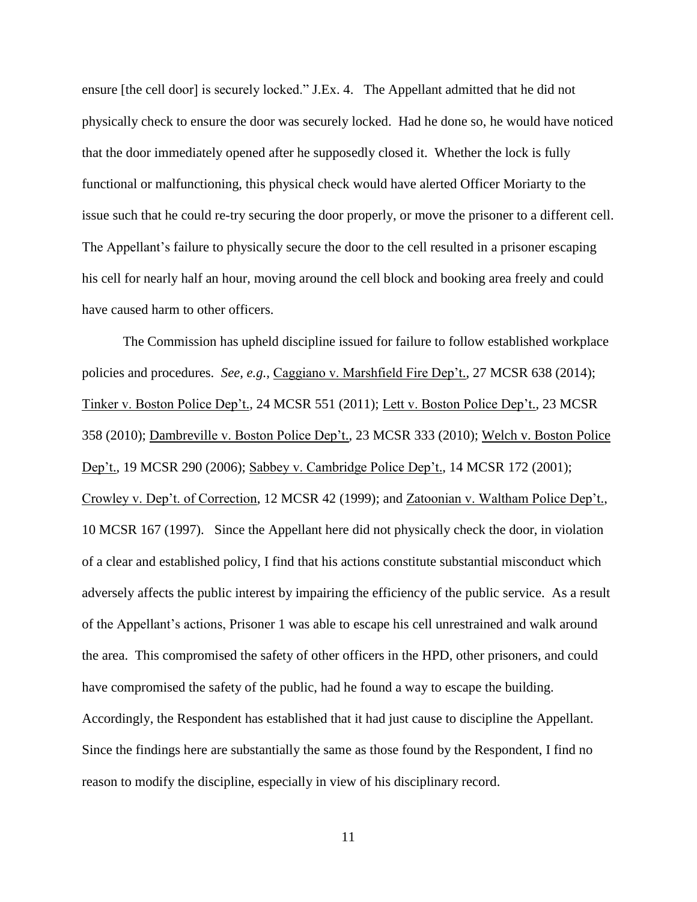ensure [the cell door] is securely locked." J.Ex. 4. The Appellant admitted that he did not physically check to ensure the door was securely locked. Had he done so, he would have noticed that the door immediately opened after he supposedly closed it. Whether the lock is fully functional or malfunctioning, this physical check would have alerted Officer Moriarty to the issue such that he could re-try securing the door properly, or move the prisoner to a different cell. The Appellant's failure to physically secure the door to the cell resulted in a prisoner escaping his cell for nearly half an hour, moving around the cell block and booking area freely and could have caused harm to other officers.

The Commission has upheld discipline issued for failure to follow established workplace policies and procedures. *See, e.g.*, Caggiano v. Marshfield Fire Dep't., 27 MCSR 638 (2014); Tinker v. Boston Police Dep't., 24 MCSR 551 (2011); Lett v. Boston Police Dep't., 23 MCSR 358 (2010); Dambreville v. Boston Police Dep't., 23 MCSR 333 (2010); Welch v. Boston Police Dep't., 19 MCSR 290 (2006); Sabbey v. Cambridge Police Dep't., 14 MCSR 172 (2001); Crowley v. Dep't. of Correction, 12 MCSR 42 (1999); and Zatoonian v. Waltham Police Dep't., 10 MCSR 167 (1997). Since the Appellant here did not physically check the door, in violation of a clear and established policy, I find that his actions constitute substantial misconduct which adversely affects the public interest by impairing the efficiency of the public service. As a result of the Appellant's actions, Prisoner 1 was able to escape his cell unrestrained and walk around the area. This compromised the safety of other officers in the HPD, other prisoners, and could have compromised the safety of the public, had he found a way to escape the building. Accordingly, the Respondent has established that it had just cause to discipline the Appellant. Since the findings here are substantially the same as those found by the Respondent, I find no reason to modify the discipline, especially in view of his disciplinary record.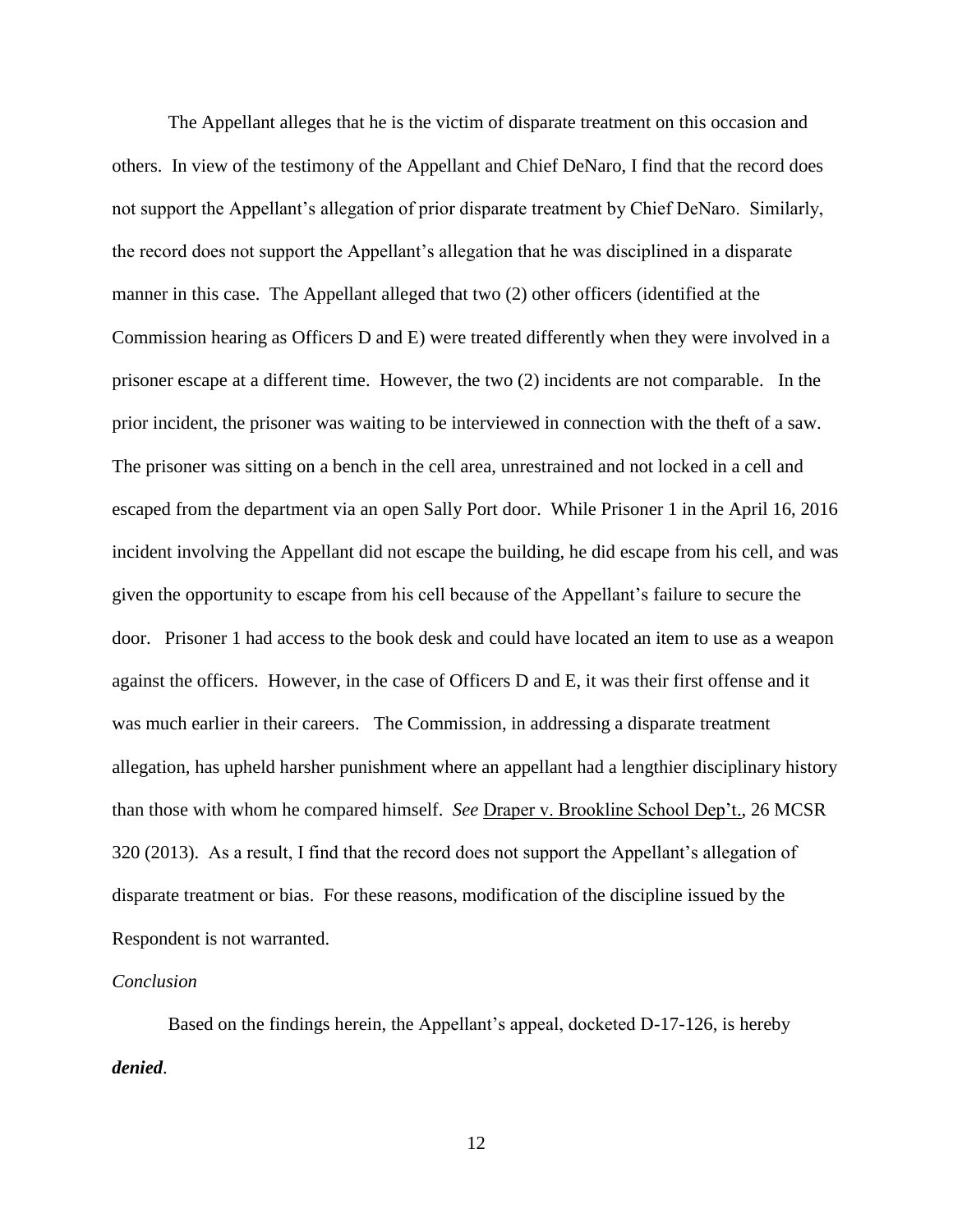The Appellant alleges that he is the victim of disparate treatment on this occasion and others. In view of the testimony of the Appellant and Chief DeNaro, I find that the record does not support the Appellant's allegation of prior disparate treatment by Chief DeNaro. Similarly, the record does not support the Appellant's allegation that he was disciplined in a disparate manner in this case. The Appellant alleged that two (2) other officers (identified at the Commission hearing as Officers D and E) were treated differently when they were involved in a prisoner escape at a different time. However, the two (2) incidents are not comparable. In the prior incident, the prisoner was waiting to be interviewed in connection with the theft of a saw. The prisoner was sitting on a bench in the cell area, unrestrained and not locked in a cell and escaped from the department via an open Sally Port door. While Prisoner 1 in the April 16, 2016 incident involving the Appellant did not escape the building, he did escape from his cell, and was given the opportunity to escape from his cell because of the Appellant's failure to secure the door. Prisoner 1 had access to the book desk and could have located an item to use as a weapon against the officers. However, in the case of Officers D and E, it was their first offense and it was much earlier in their careers. The Commission, in addressing a disparate treatment allegation, has upheld harsher punishment where an appellant had a lengthier disciplinary history than those with whom he compared himself. *See* Draper v. Brookline School Dep't., 26 MCSR 320 (2013). As a result, I find that the record does not support the Appellant's allegation of disparate treatment or bias. For these reasons, modification of the discipline issued by the Respondent is not warranted.

*Conclusion*

Based on the findings herein, the Appellant's appeal, docketed D-17-126, is hereby ***denied***.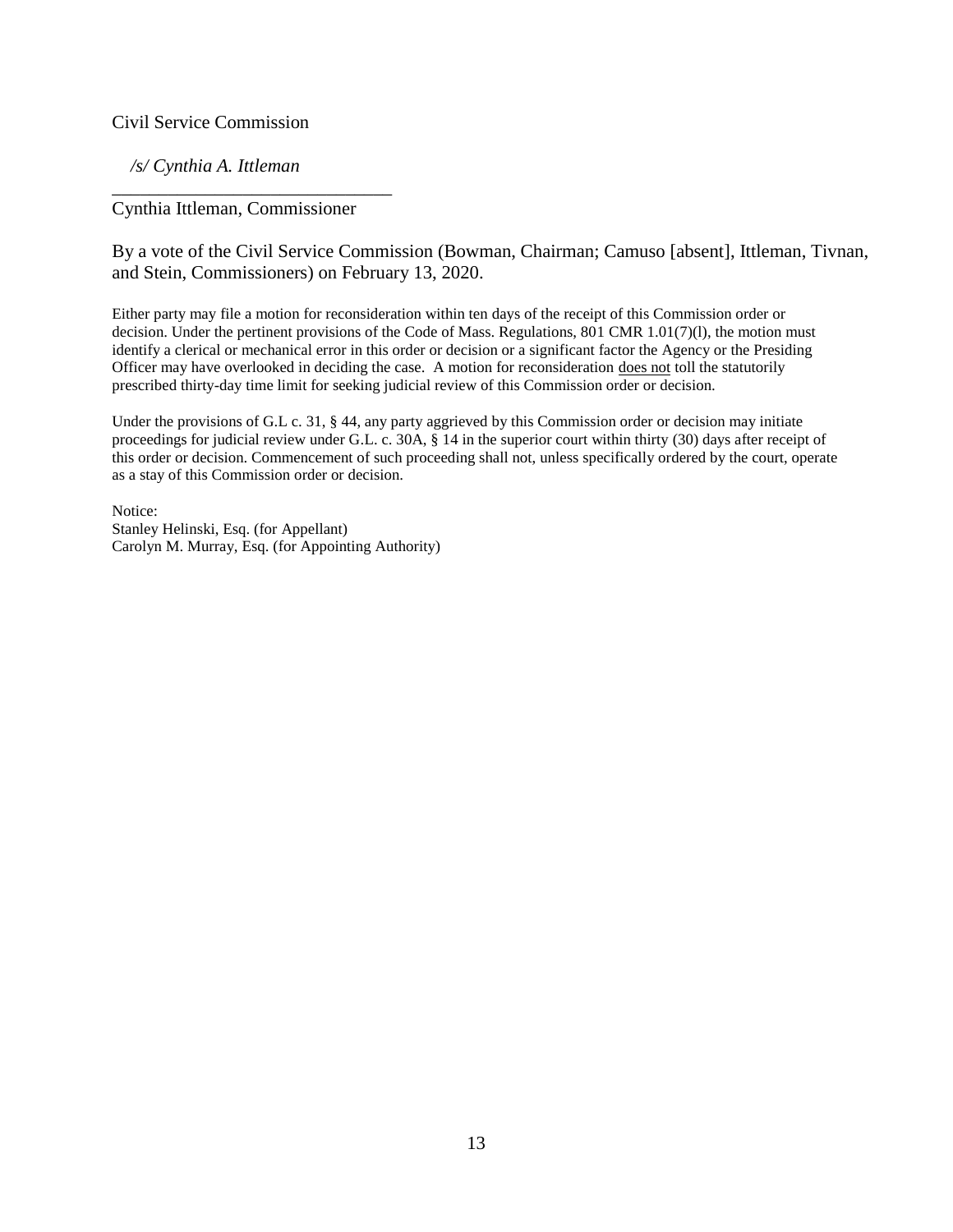Civil Service Commission

*/s/ Cynthia A. Ittleman*

\_\_\_\_\_\_\_\_\_\_\_\_\_\_\_\_\_\_\_\_\_\_\_\_\_\_\_\_\_\_

Cynthia Ittleman, Commissioner

By a vote of the Civil Service Commission (Bowman, Chairman; Camuso [absent], Ittleman, Tivnan, and Stein, Commissioners) on February 13, 2020.

Either party may file a motion for reconsideration within ten days of the receipt of this Commission order or decision. Under the pertinent provisions of the Code of Mass. Regulations, 801 CMR 1.01(7)(l), the motion must identify a clerical or mechanical error in this order or decision or a significant factor the Agency or the Presiding Officer may have overlooked in deciding the case. A motion for reconsideration <u>does not</u> toll the statutorily prescribed thirty-day time limit for seeking judicial review of this Commission order or decision.

Under the provisions of G.L c. 31, § 44, any party aggrieved by this Commission order or decision may initiate proceedings for judicial review under G.L. c. 30A, § 14 in the superior court within thirty (30) days after receipt of this order or decision. Commencement of such proceeding shall not, unless specifically ordered by the court, operate as a stay of this Commission order or decision.

Notice:
Stanley Helinski, Esq. (for Appellant)
Carolyn M. Murray, Esq. (for Appointing Authority)